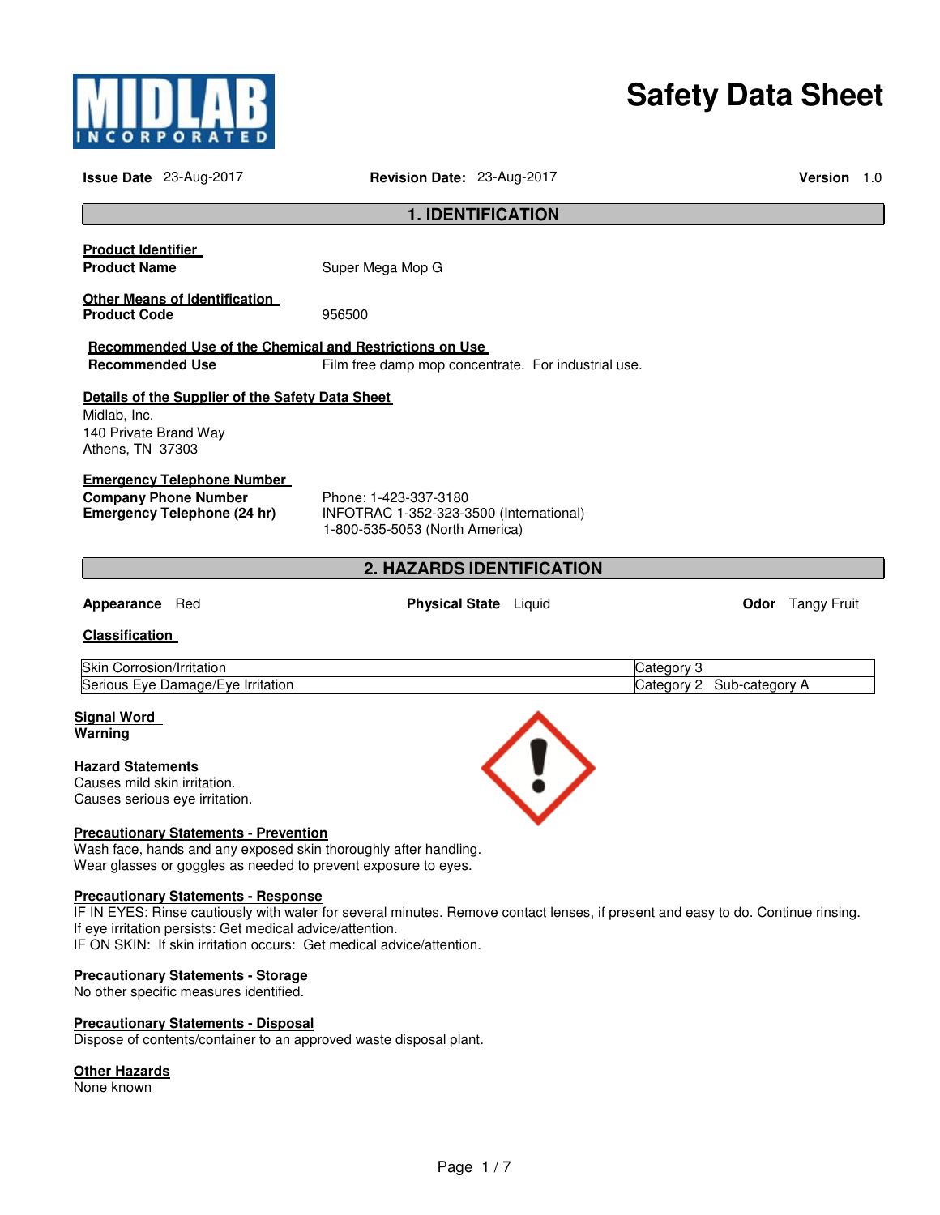MIDLAB INCORPORATED

# Safety Data Sheet

**Issue Date** 23-Aug-2017 **Revision Date:** 23-Aug-2017 **Version** 1.0

## 1. IDENTIFICATION

**Product Identifier**

**Product Name** Super Mega Mop G

**Other Means of Identification**

**Product Code** 956500

**Recommended Use of the Chemical and Restrictions on Use**

**Recommended Use** Film free damp mop concentrate. For industrial use.

**Details of the Supplier of the Safety Data Sheet**

Midlab, Inc.
140 Private Brand Way
Athens, TN 37303

**Emergency Telephone Number**

**Company Phone Number** Phone: 1-423-337-3180

**Emergency Telephone (24 hr)** INFOTRAC 1-352-323-3500 (International)
1-800-535-5053 (North America)

## 2. HAZARDS IDENTIFICATION

**Appearance** Red **Physical State** Liquid **Odor** Tangy Fruit

**Classification**

| Hazard | Category |
|---|---|
| Skin Corrosion/Irritation | Category 3 |
| Serious Eye Damage/Eye Irritation | Category 2 Sub-category A |

**Signal Word**

**Warning**

**Hazard Statements**

Causes mild skin irritation.
Causes serious eye irritation.

**Precautionary Statements - Prevention**

Wash face, hands and any exposed skin thoroughly after handling.
Wear glasses or goggles as needed to prevent exposure to eyes.

**Precautionary Statements - Response**

IF IN EYES: Rinse cautiously with water for several minutes. Remove contact lenses, if present and easy to do. Continue rinsing.
If eye irritation persists: Get medical advice/attention.
IF ON SKIN: If skin irritation occurs: Get medical advice/attention.

**Precautionary Statements - Storage**

No other specific measures identified.

**Precautionary Statements - Disposal**

Dispose of contents/container to an approved waste disposal plant.

**Other Hazards**

None known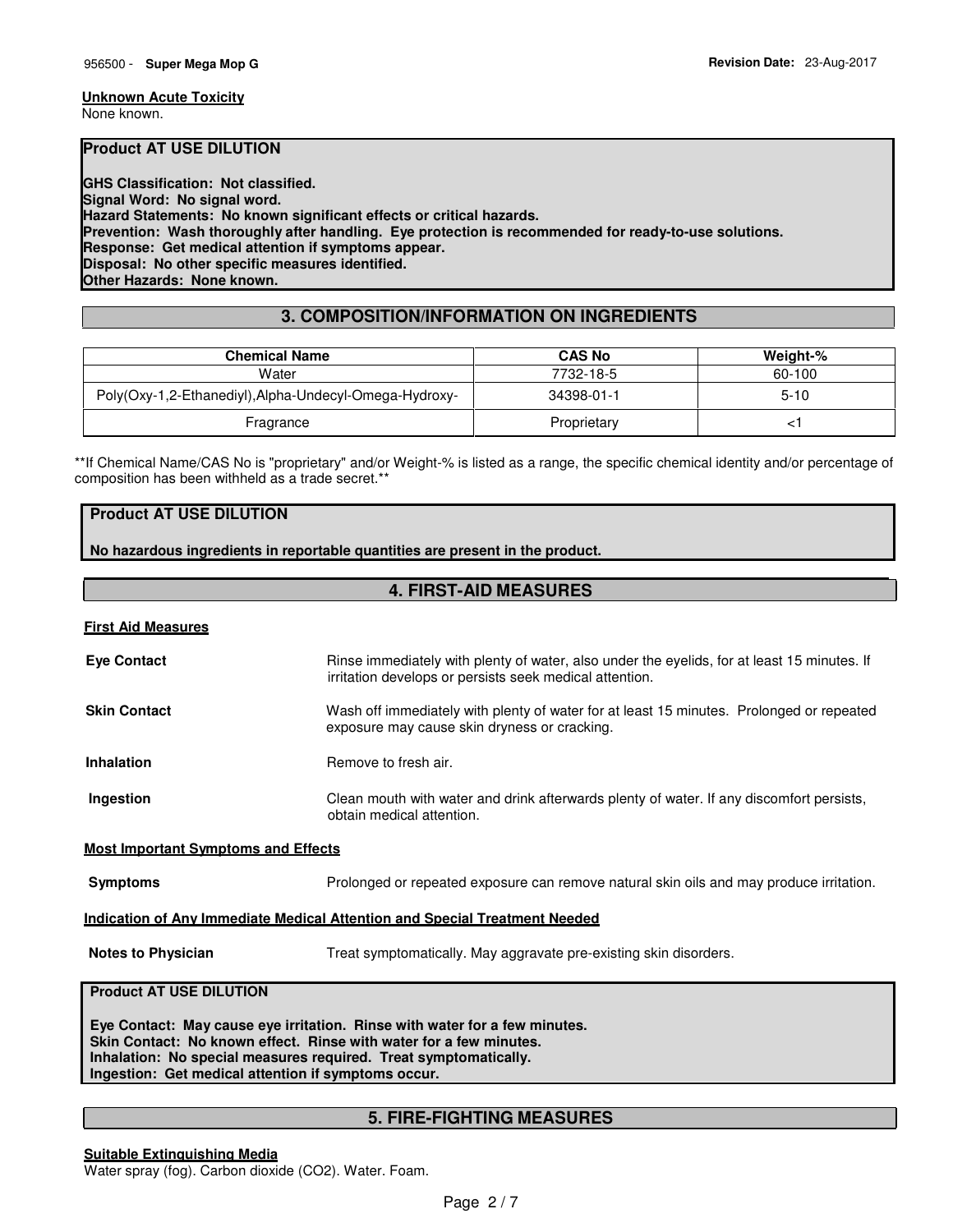**Unknown Acute Toxicity**
None known.

**Product AT USE DILUTION**

**GHS Classification: Not classified.**
**Signal Word: No signal word.**
**Hazard Statements: No known significant effects or critical hazards.**
**Prevention: Wash thoroughly after handling. Eye protection is recommended for ready-to-use solutions.**
**Response: Get medical attention if symptoms appear.**
**Disposal: No other specific measures identified.**
**Other Hazards: None known.**

## 3. COMPOSITION/INFORMATION ON INGREDIENTS

| Chemical Name | CAS No | Weight-% |
|---|---|---|
| Water | 7732-18-5 | 60-100 |
| Poly(Oxy-1,2-Ethanediyl),Alpha-Undecyl-Omega-Hydroxy- | 34398-01-1 | 5-10 |
| Fragrance | Proprietary | <1 |

**If Chemical Name/CAS No is "proprietary" and/or Weight-% is listed as a range, the specific chemical identity and/or percentage of composition has been withheld as a trade secret.**

**Product AT USE DILUTION**

**No hazardous ingredients in reportable quantities are present in the product.**

## 4. FIRST-AID MEASURES

**First Aid Measures**

**Eye Contact** Rinse immediately with plenty of water, also under the eyelids, for at least 15 minutes. If irritation develops or persists seek medical attention.

**Skin Contact** Wash off immediately with plenty of water for at least 15 minutes. Prolonged or repeated exposure may cause skin dryness or cracking.

**Inhalation** Remove to fresh air.

**Ingestion** Clean mouth with water and drink afterwards plenty of water. If any discomfort persists, obtain medical attention.

**Most Important Symptoms and Effects**

**Symptoms** Prolonged or repeated exposure can remove natural skin oils and may produce irritation.

**Indication of Any Immediate Medical Attention and Special Treatment Needed**

**Notes to Physician** Treat symptomatically. May aggravate pre-existing skin disorders.

**Product AT USE DILUTION**

**Eye Contact: May cause eye irritation. Rinse with water for a few minutes.**
**Skin Contact: No known effect. Rinse with water for a few minutes.**
**Inhalation: No special measures required. Treat symptomatically.**
**Ingestion: Get medical attention if symptoms occur.**

## 5. FIRE-FIGHTING MEASURES

**Suitable Extinguishing Media**
Water spray (fog). Carbon dioxide ($CO_2$). Water. Foam.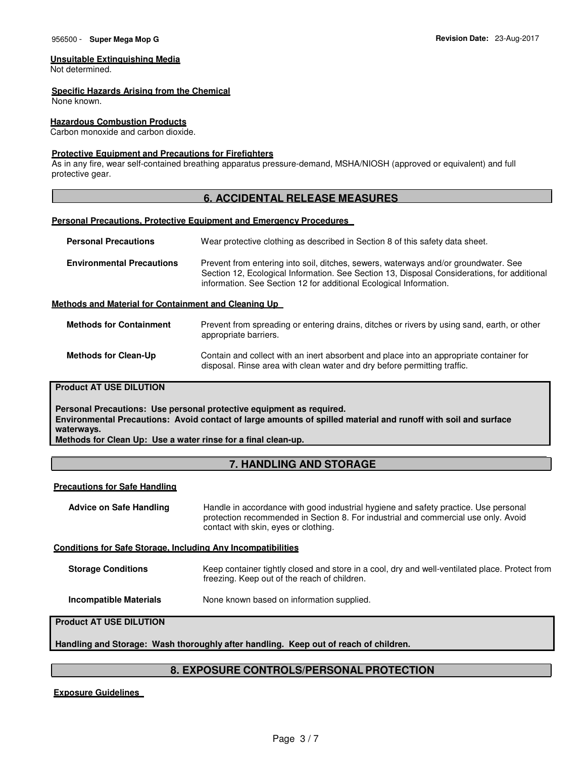### Unsuitable Extinguishing Media

Not determined.

### Specific Hazards Arising from the Chemical

None known.

### Hazardous Combustion Products

Carbon monoxide and carbon dioxide.

### Protective Equipment and Precautions for Firefighters

As in any fire, wear self-contained breathing apparatus pressure-demand, MSHA/NIOSH (approved or equivalent) and full protective gear.

## 6. ACCIDENTAL RELEASE MEASURES

### Personal Precautions, Protective Equipment and Emergency Procedures

**Personal Precautions** — Wear protective clothing as described in Section 8 of this safety data sheet.

**Environmental Precautions** — Prevent from entering into soil, ditches, sewers, waterways and/or groundwater. See Section 12, Ecological Information. See Section 13, Disposal Considerations, for additional information. See Section 12 for additional Ecological Information.

### Methods and Material for Containment and Cleaning Up

**Methods for Containment** — Prevent from spreading or entering drains, ditches or rivers by using sand, earth, or other appropriate barriers.

**Methods for Clean-Up** — Contain and collect with an inert absorbent and place into an appropriate container for disposal. Rinse area with clean water and dry before permitting traffic.

**Product AT USE DILUTION**

**Personal Precautions: Use personal protective equipment as required.**
**Environmental Precautions: Avoid contact of large amounts of spilled material and runoff with soil and surface waterways.**
**Methods for Clean Up: Use a water rinse for a final clean-up.**

## 7. HANDLING AND STORAGE

### Precautions for Safe Handling

**Advice on Safe Handling** — Handle in accordance with good industrial hygiene and safety practice. Use personal protection recommended in Section 8. For industrial and commercial use only. Avoid contact with skin, eyes or clothing.

### Conditions for Safe Storage, Including Any Incompatibilities

**Storage Conditions** — Keep container tightly closed and store in a cool, dry and well-ventilated place. Protect from freezing. Keep out of the reach of children.

**Incompatible Materials** — None known based on information supplied.

**Product AT USE DILUTION**

**Handling and Storage: Wash thoroughly after handling. Keep out of reach of children.**

## 8. EXPOSURE CONTROLS/PERSONAL PROTECTION

### Exposure Guidelines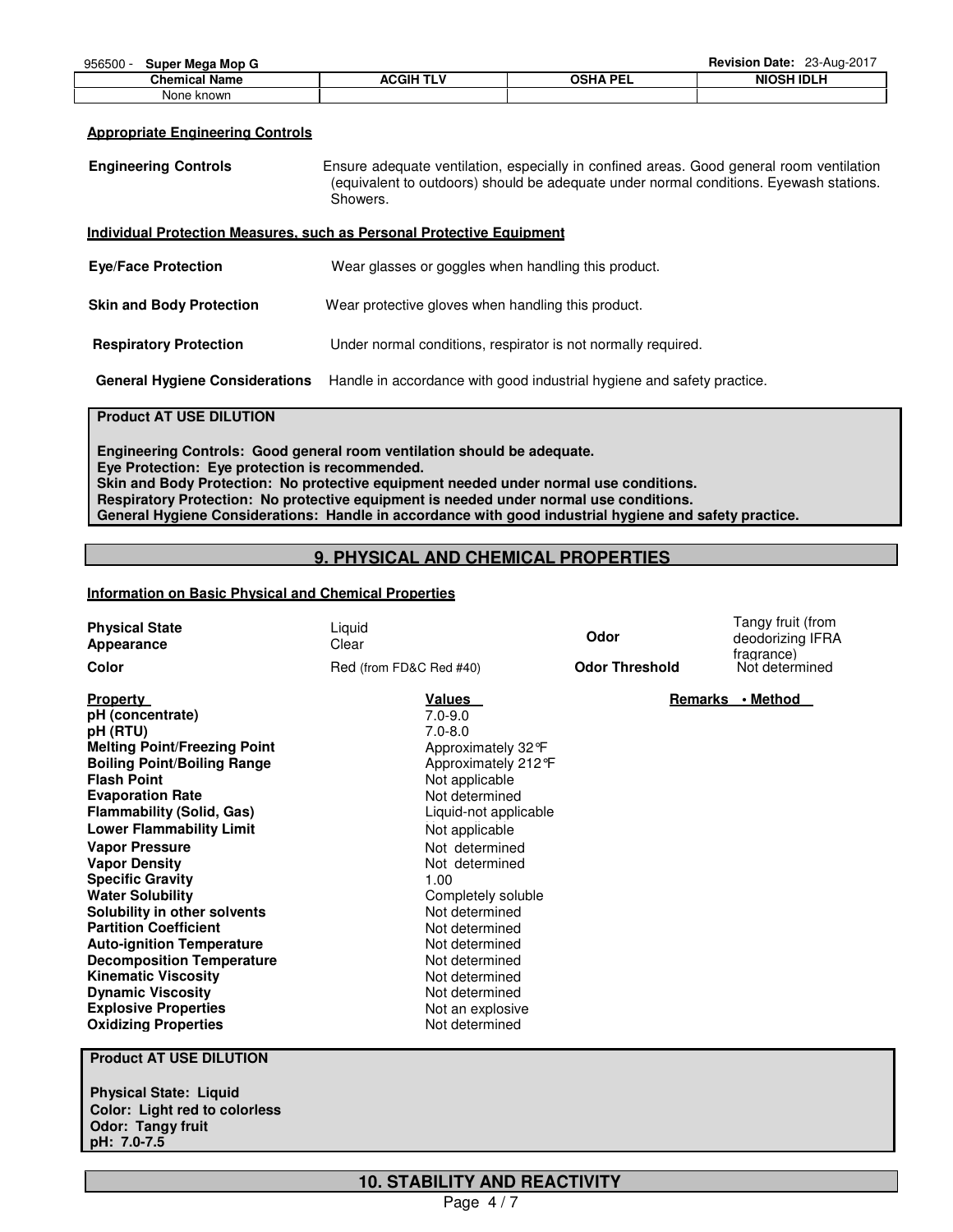| Chemical Name | ACGIH TLV | OSHA PEL | NIOSH IDLH |
| --- | --- | --- | --- |
| None known | | | |

**Appropriate Engineering Controls**

**Engineering Controls** Ensure adequate ventilation, especially in confined areas. Good general room ventilation (equivalent to outdoors) should be adequate under normal conditions. Eyewash stations. Showers.

**Individual Protection Measures, such as Personal Protective Equipment**

**Eye/Face Protection** Wear glasses or goggles when handling this product.

**Skin and Body Protection** Wear protective gloves when handling this product.

**Respiratory Protection** Under normal conditions, respirator is not normally required.

**General Hygiene Considerations** Handle in accordance with good industrial hygiene and safety practice.

**Product AT USE DILUTION**

**Engineering Controls: Good general room ventilation should be adequate.**
**Eye Protection: Eye protection is recommended.**
**Skin and Body Protection: No protective equipment needed under normal use conditions.**
**Respiratory Protection: No protective equipment is needed under normal use conditions.**
**General Hygiene Considerations: Handle in accordance with good industrial hygiene and safety practice.**

## 9. PHYSICAL AND CHEMICAL PROPERTIES

**Information on Basic Physical and Chemical Properties**

| | | | |
| --- | --- | --- | --- |
| **Physical State** | Liquid | **Odor** | Tangy fruit (from deodorizing IFRA fragrance) |
| **Appearance** | Clear | | |
| **Color** | Red (from FD&C Red #40) | **Odor Threshold** | Not determined |

| **Property** | **Values** | **Remarks • Method** |
| --- | --- | --- |
| **pH (concentrate)** | 7.0-9.0 | |
| **pH (RTU)** | 7.0-8.0 | |
| **Melting Point/Freezing Point** | Approximately 32°F | |
| **Boiling Point/Boiling Range** | Approximately 212°F | |
| **Flash Point** | Not applicable | |
| **Evaporation Rate** | Not determined | |
| **Flammability (Solid, Gas)** | Liquid-not applicable | |
| **Lower Flammability Limit** | Not applicable | |
| **Vapor Pressure** | Not determined | |
| **Vapor Density** | Not determined | |
| **Specific Gravity** | 1.00 | |
| **Water Solubility** | Completely soluble | |
| **Solubility in other solvents** | Not determined | |
| **Partition Coefficient** | Not determined | |
| **Auto-ignition Temperature** | Not determined | |
| **Decomposition Temperature** | Not determined | |
| **Kinematic Viscosity** | Not determined | |
| **Dynamic Viscosity** | Not determined | |
| **Explosive Properties** | Not an explosive | |
| **Oxidizing Properties** | Not determined | |

**Product AT USE DILUTION**

**Physical State: Liquid**
**Color: Light red to colorless**
**Odor: Tangy fruit**
**pH: 7.0-7.5**

## 10. STABILITY AND REACTIVITY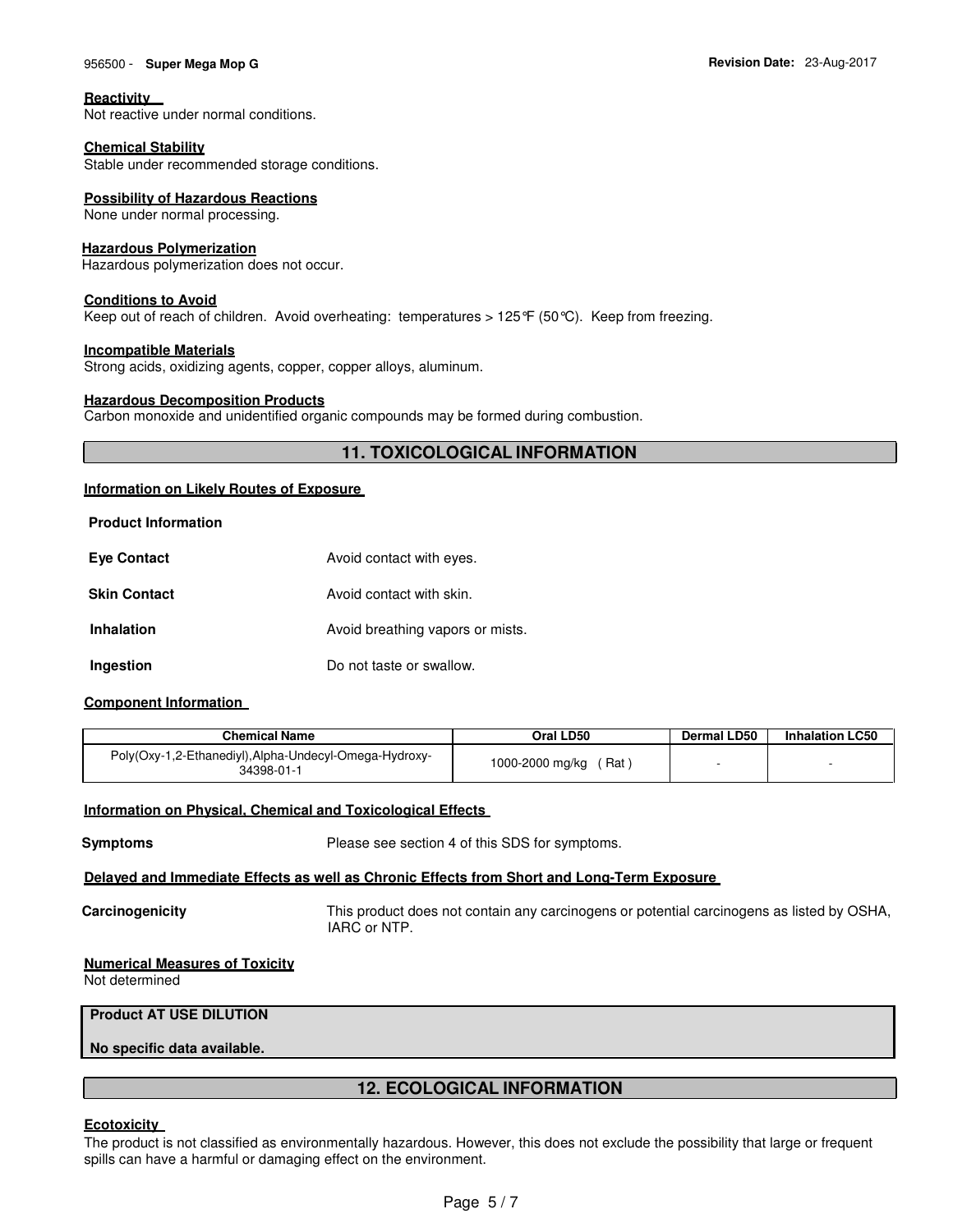**Reactivity**
Not reactive under normal conditions.

**Chemical Stability**
Stable under recommended storage conditions.

**Possibility of Hazardous Reactions**
None under normal processing.

**Hazardous Polymerization**
Hazardous polymerization does not occur.

**Conditions to Avoid**
Keep out of reach of children. Avoid overheating: temperatures > 125°F (50°C). Keep from freezing.

**Incompatible Materials**
Strong acids, oxidizing agents, copper, copper alloys, aluminum.

**Hazardous Decomposition Products**
Carbon monoxide and unidentified organic compounds may be formed during combustion.

## 11. TOXICOLOGICAL INFORMATION

**Information on Likely Routes of Exposure**

**Product Information**

| | |
|---|---|
| **Eye Contact** | Avoid contact with eyes. |
| **Skin Contact** | Avoid contact with skin. |
| **Inhalation** | Avoid breathing vapors or mists. |
| **Ingestion** | Do not taste or swallow. |

**Component Information**

| Chemical Name | Oral LD50 | Dermal LD50 | Inhalation LC50 |
|---|---|---|---|
| Poly(Oxy-1,2-Ethanediyl),Alpha-Undecyl-Omega-Hydroxy-<br>34398-01-1 | 1000-2000 mg/kg ( Rat ) | - | - |

**Information on Physical, Chemical and Toxicological Effects**

**Symptoms** Please see section 4 of this SDS for symptoms.

**Delayed and Immediate Effects as well as Chronic Effects from Short and Long-Term Exposure**

**Carcinogenicity** This product does not contain any carcinogens or potential carcinogens as listed by OSHA, IARC or NTP.

**Numerical Measures of Toxicity**
Not determined

**Product AT USE DILUTION**

**No specific data available.**

## 12. ECOLOGICAL INFORMATION

**Ecotoxicity**
The product is not classified as environmentally hazardous. However, this does not exclude the possibility that large or frequent spills can have a harmful or damaging effect on the environment.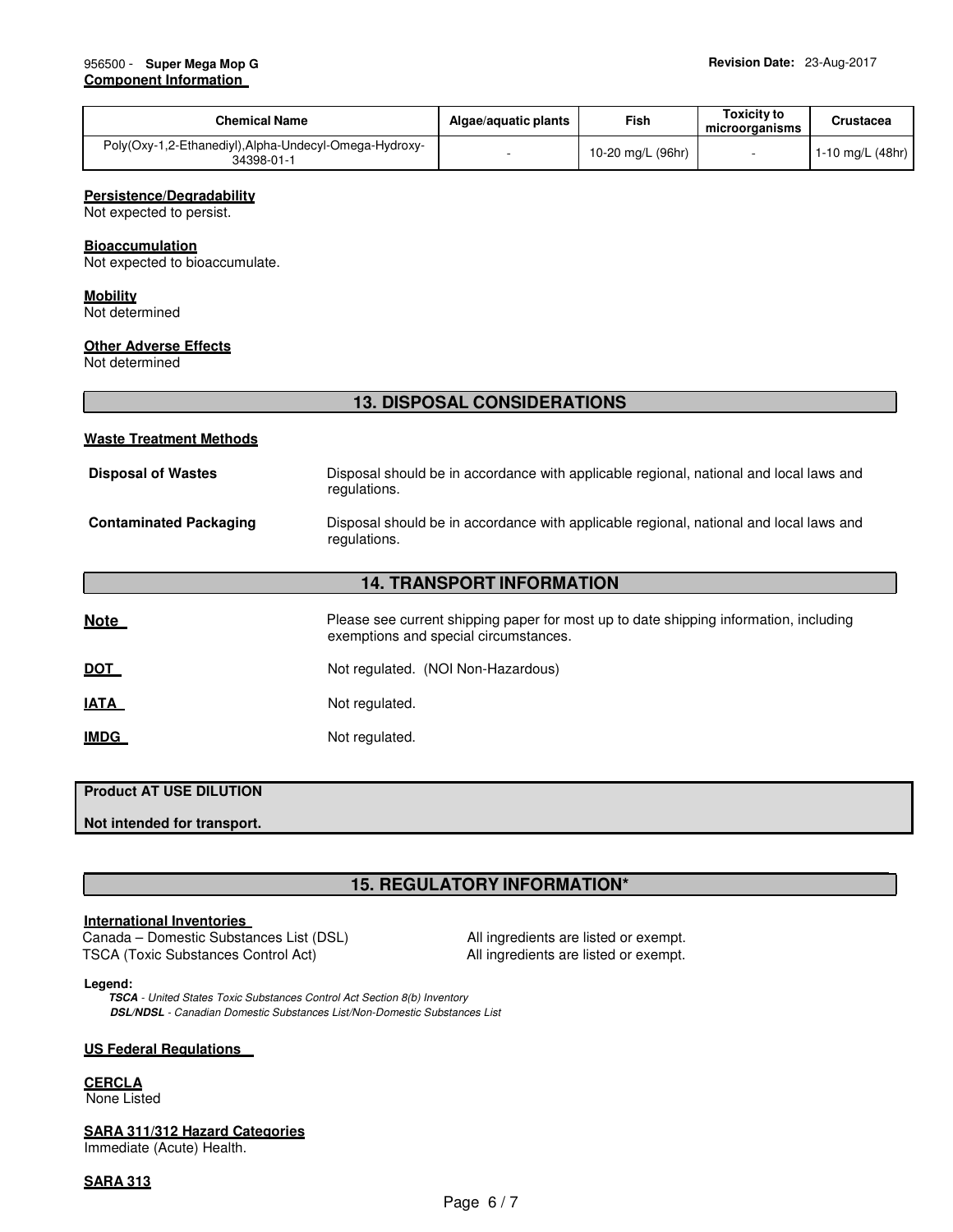**Component Information**

| Chemical Name | Algae/aquatic plants | Fish | Toxicity to microorganisms | Crustacea |
|---|---|---|---|---|
| Poly(Oxy-1,2-Ethanediyl),Alpha-Undecyl-Omega-Hydroxy-<br>34398-01-1 | - | 10-20 mg/L (96hr) | - | 1-10 mg/L (48hr) |

**Persistence/Degradability**
Not expected to persist.

**Bioaccumulation**
Not expected to bioaccumulate.

**Mobility**
Not determined

**Other Adverse Effects**
Not determined

## 13. DISPOSAL CONSIDERATIONS

**Waste Treatment Methods**

**Disposal of Wastes** — Disposal should be in accordance with applicable regional, national and local laws and regulations.

**Contaminated Packaging** — Disposal should be in accordance with applicable regional, national and local laws and regulations.

## 14. TRANSPORT INFORMATION

**Note** — Please see current shipping paper for most up to date shipping information, including exemptions and special circumstances.

**DOT** — Not regulated. (NOI Non-Hazardous)

**IATA** — Not regulated.

**IMDG** — Not regulated.

**Product AT USE DILUTION**

**Not intended for transport.**

## 15. REGULATORY INFORMATION*

**International Inventories**

Canada – Domestic Substances List (DSL) — All ingredients are listed or exempt.
TSCA (Toxic Substances Control Act) — All ingredients are listed or exempt.

**Legend:**
***TSCA*** *- United States Toxic Substances Control Act Section 8(b) Inventory*
***DSL/NDSL*** *- Canadian Domestic Substances List/Non-Domestic Substances List*

**US Federal Regulations**

**CERCLA**
None Listed

**SARA 311/312 Hazard Categories**
Immediate (Acute) Health.

**SARA 313**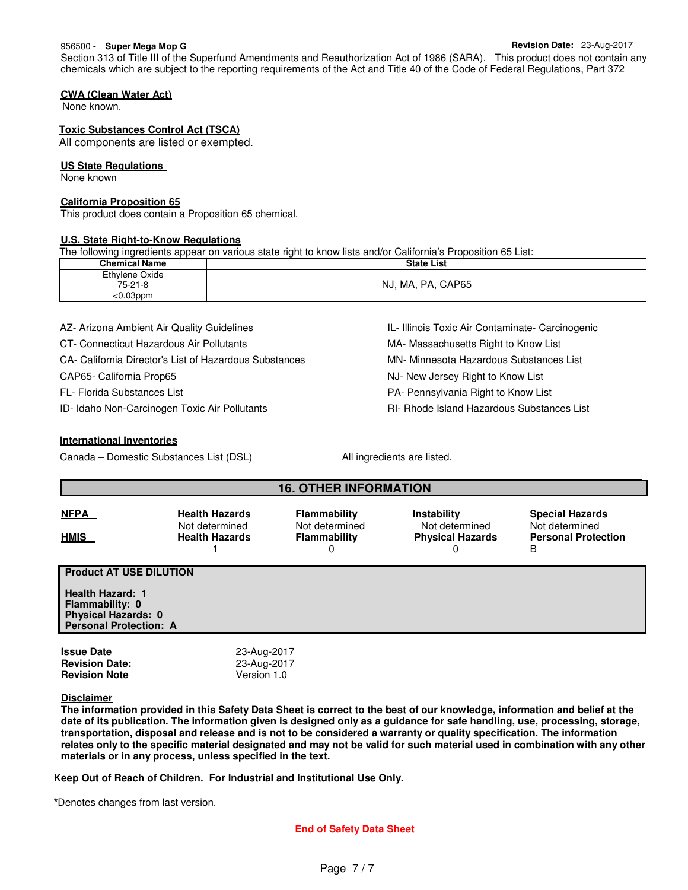Section 313 of Title III of the Superfund Amendments and Reauthorization Act of 1986 (SARA). This product does not contain any chemicals which are subject to the reporting requirements of the Act and Title 40 of the Code of Federal Regulations, Part 372

**CWA (Clean Water Act)**

None known.

**Toxic Substances Control Act (TSCA)**

All components are listed or exempted.

**US State Regulations**

None known

**California Proposition 65**

This product does contain a Proposition 65 chemical.

**U.S. State Right-to-Know Regulations**

The following ingredients appear on various state right to know lists and/or California's Proposition 65 List:

| Chemical Name | State List |
|---|---|
| Ethylene Oxide<br>75-21-8<br><0.03ppm | NJ, MA, PA, CAP65 |

AZ- Arizona Ambient Air Quality Guidelines

CT- Connecticut Hazardous Air Pollutants

CA- California Director's List of Hazardous Substances

CAP65- California Prop65

FL- Florida Substances List

ID- Idaho Non-Carcinogen Toxic Air Pollutants

IL- Illinois Toxic Air Contaminate- Carcinogenic

MA- Massachusetts Right to Know List

MN- Minnesota Hazardous Substances List

NJ- New Jersey Right to Know List

PA- Pennsylvania Right to Know List

RI- Rhode Island Hazardous Substances List

**International Inventories**

Canada – Domestic Substances List (DSL) All ingredients are listed.

## 16. OTHER INFORMATION

| | | | | |
|---|---|---|---|---|
| **NFPA** | **Health Hazards**<br>Not determined | **Flammability**<br>Not determined | **Instability**<br>Not determined | **Special Hazards**<br>Not determined |
| **HMIS** | **Health Hazards**<br>1 | **Flammability**<br>0 | **Physical Hazards**<br>0 | **Personal Protection**<br>B |

**Product AT USE DILUTION**

**Health Hazard: 1**
**Flammability: 0**
**Physical Hazards: 0**
**Personal Protection: A**

**Issue Date** 23-Aug-2017
**Revision Date:** 23-Aug-2017
**Revision Note** Version 1.0

**Disclaimer**

**The information provided in this Safety Data Sheet is correct to the best of our knowledge, information and belief at the date of its publication. The information given is designed only as a guidance for safe handling, use, processing, storage, transportation, disposal and release and is not to be considered a warranty or quality specification. The information relates only to the specific material designated and may not be valid for such material used in combination with any other materials or in any process, unless specified in the text.**

**Keep Out of Reach of Children. For Industrial and Institutional Use Only.**

**\***Denotes changes from last version.

**End of Safety Data Sheet**